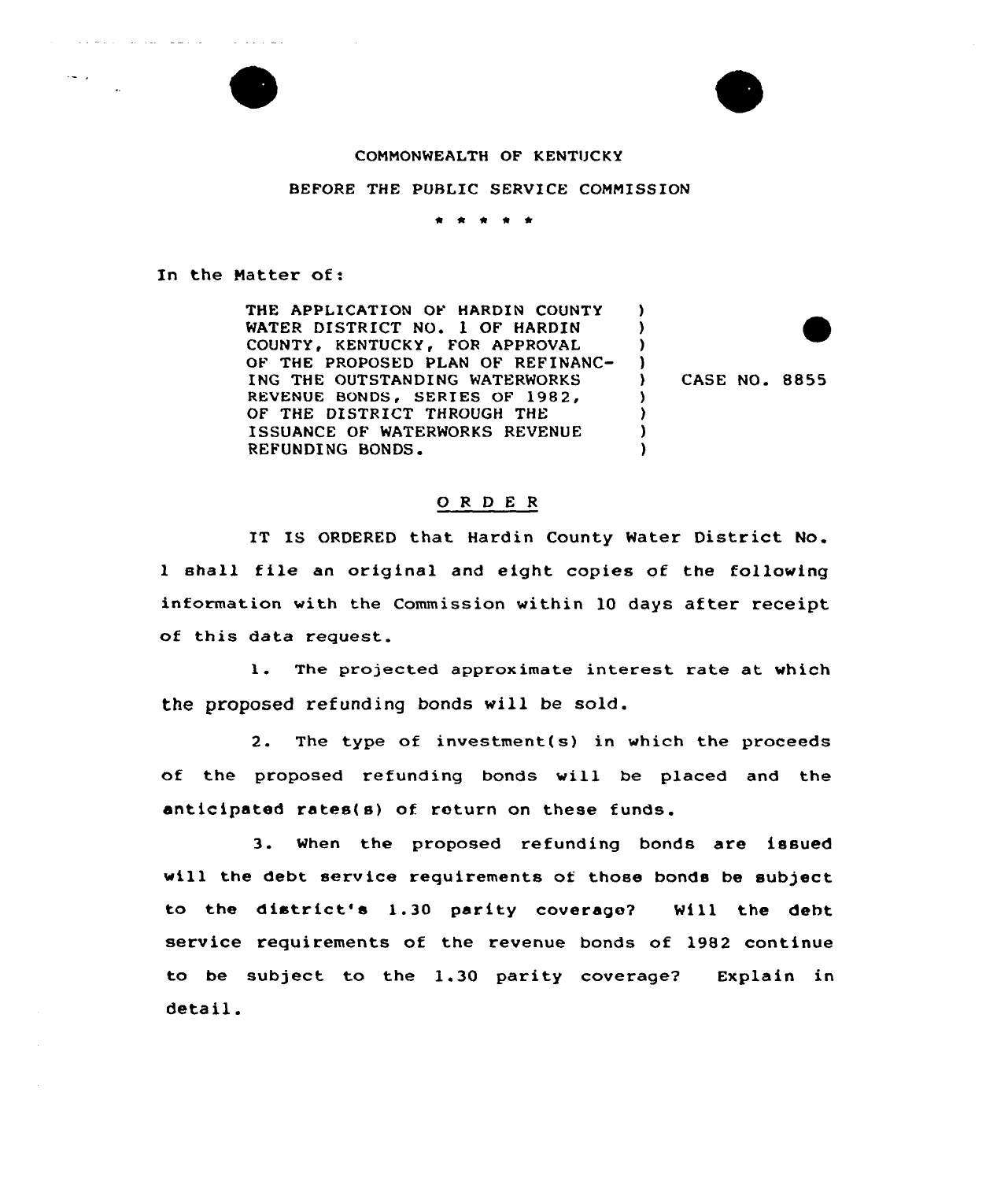COMMONWEALTH OF KENTUCKY

BEFORE THE PUBLIC SERVICE COMMISSION

\* \* \* \* \*

In the Matter of:

| | | |
|---|---|---|
| THE APPLICATION OF HARDIN COUNTY WATER DISTRICT NO. 1 OF HARDIN COUNTY, KENTUCKY, FOR APPROVAL OF THE PROPOSED PLAN OF REFINANCING THE OUTSTANDING WATERWORKS REVENUE BONDS, SERIES OF 1982, OF THE DISTRICT THROUGH THE ISSUANCE OF WATERWORKS REVENUE REFUNDING BONDS. | ) | CASE NO. 8855 |

## O R D E R

IT IS ORDERED that Hardin County Water District No. 1 shall file an original and eight copies of the following information with the Commission within 10 days after receipt of this data request.

1. The projected approximate interest rate at which the proposed refunding bonds will be sold.

2. The type of investment(s) in which the proceeds of the proposed refunding bonds will be placed and the anticipated rates(s) of return on these funds.

3. When the proposed refunding bonds are issued will the debt service requirements of those bonds be subject to the district's 1.30 parity coverage? Will the debt service requirements of the revenue bonds of 1982 continue to be subject to the 1.30 parity coverage? Explain in detail.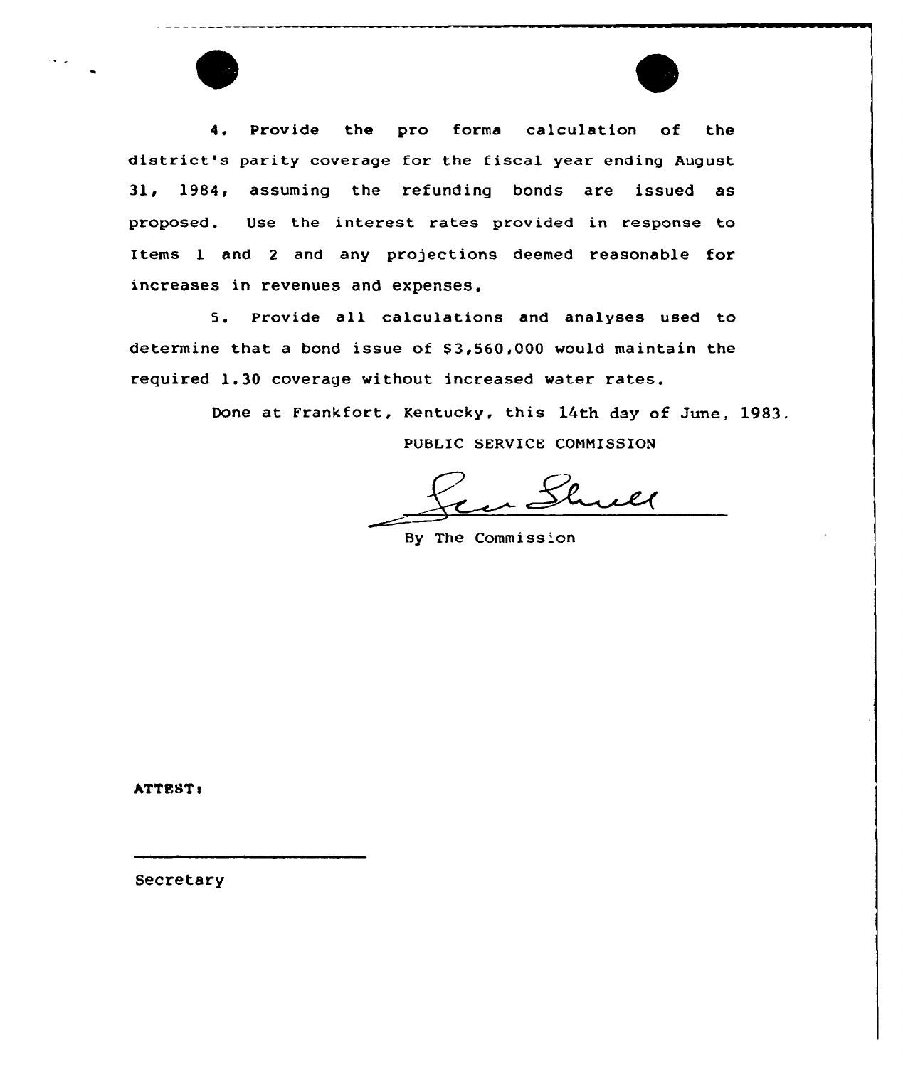4. Provide the pro forma calculation of the district's parity coverage for the fiscal year ending August 31, 1984, assuming the refunding bonds are issued as proposed. Use the interest rates provided in response to Items 1 and 2 and any projections deemed reasonable for increases in revenues and expenses.

5. Provide all calculations and analyses used to determine that a bond issue of $3,560,000 would maintain the required 1.30 coverage without increased water rates.

Done at Frankfort, Kentucky, this 14th day of June, 1983.

PUBLIC SERVICE COMMISSION

By The Commission

ATTEST:

Secretary